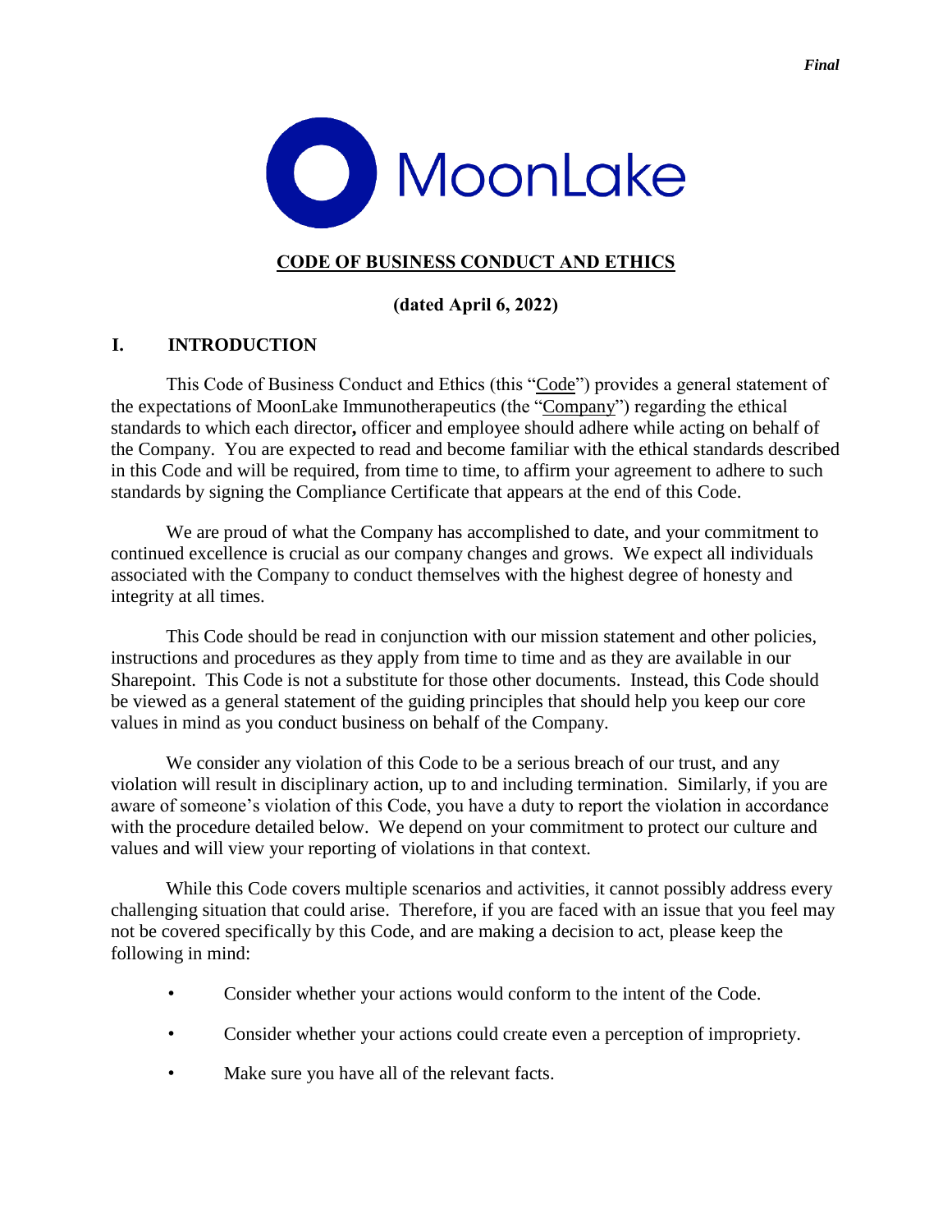*Final*

MoonLake

# CODE OF BUSINESS CONDUCT AND ETHICS

**(dated April 6, 2022)**

## I. INTRODUCTION

This Code of Business Conduct and Ethics (this "Code") provides a general statement of the expectations of MoonLake Immunotherapeutics (the "Company") regarding the ethical standards to which each director**,** officer and employee should adhere while acting on behalf of the Company. You are expected to read and become familiar with the ethical standards described in this Code and will be required, from time to time, to affirm your agreement to adhere to such standards by signing the Compliance Certificate that appears at the end of this Code.

We are proud of what the Company has accomplished to date, and your commitment to continued excellence is crucial as our company changes and grows. We expect all individuals associated with the Company to conduct themselves with the highest degree of honesty and integrity at all times.

This Code should be read in conjunction with our mission statement and other policies, instructions and procedures as they apply from time to time and as they are available in our Sharepoint. This Code is not a substitute for those other documents. Instead, this Code should be viewed as a general statement of the guiding principles that should help you keep our core values in mind as you conduct business on behalf of the Company.

We consider any violation of this Code to be a serious breach of our trust, and any violation will result in disciplinary action, up to and including termination. Similarly, if you are aware of someone's violation of this Code, you have a duty to report the violation in accordance with the procedure detailed below. We depend on your commitment to protect our culture and values and will view your reporting of violations in that context.

While this Code covers multiple scenarios and activities, it cannot possibly address every challenging situation that could arise. Therefore, if you are faced with an issue that you feel may not be covered specifically by this Code, and are making a decision to act, please keep the following in mind:

- Consider whether your actions would conform to the intent of the Code.
- Consider whether your actions could create even a perception of impropriety.
- Make sure you have all of the relevant facts.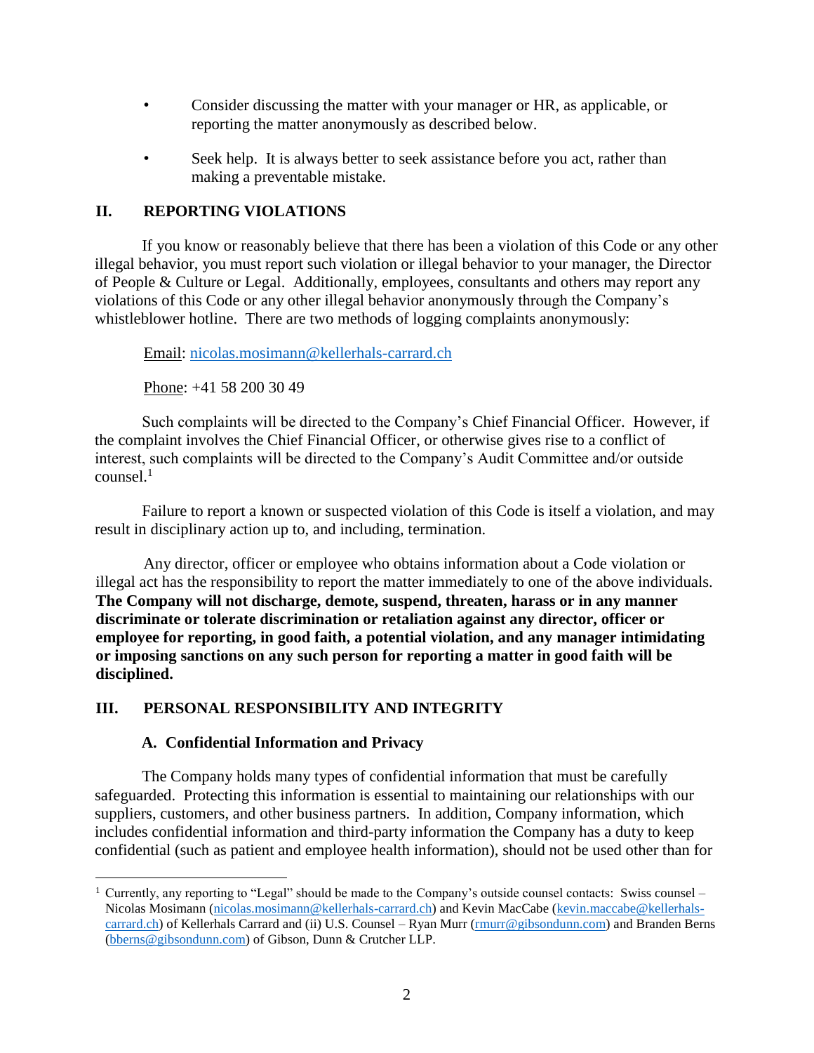- Consider discussing the matter with your manager or HR, as applicable, or reporting the matter anonymously as described below.
- Seek help. It is always better to seek assistance before you act, rather than making a preventable mistake.

## II. REPORTING VIOLATIONS

If you know or reasonably believe that there has been a violation of this Code or any other illegal behavior, you must report such violation or illegal behavior to your manager, the Director of People & Culture or Legal. Additionally, employees, consultants and others may report any violations of this Code or any other illegal behavior anonymously through the Company's whistleblower hotline. There are two methods of logging complaints anonymously:

Email: nicolas.mosimann@kellerhals-carrard.ch

Phone: +41 58 200 30 49

Such complaints will be directed to the Company's Chief Financial Officer. However, if the complaint involves the Chief Financial Officer, or otherwise gives rise to a conflict of interest, such complaints will be directed to the Company's Audit Committee and/or outside counsel.[1]

Failure to report a known or suspected violation of this Code is itself a violation, and may result in disciplinary action up to, and including, termination.

Any director, officer or employee who obtains information about a Code violation or illegal act has the responsibility to report the matter immediately to one of the above individuals. **The Company will not discharge, demote, suspend, threaten, harass or in any manner discriminate or tolerate discrimination or retaliation against any director, officer or employee for reporting, in good faith, a potential violation, and any manager intimidating or imposing sanctions on any such person for reporting a matter in good faith will be disciplined.**

## III. PERSONAL RESPONSIBILITY AND INTEGRITY

### A. Confidential Information and Privacy

The Company holds many types of confidential information that must be carefully safeguarded. Protecting this information is essential to maintaining our relationships with our suppliers, customers, and other business partners. In addition, Company information, which includes confidential information and third-party information the Company has a duty to keep confidential (such as patient and employee health information), should not be used other than for

---

[1] Currently, any reporting to "Legal" should be made to the Company's outside counsel contacts: Swiss counsel – Nicolas Mosimann (nicolas.mosimann@kellerhals-carrard.ch) and Kevin MacCabe (kevin.maccabe@kellerhals-carrard.ch) of Kellerhals Carrard and (ii) U.S. Counsel – Ryan Murr (rmurr@gibsondunn.com) and Branden Berns (bberns@gibsondunn.com) of Gibson, Dunn & Crutcher LLP.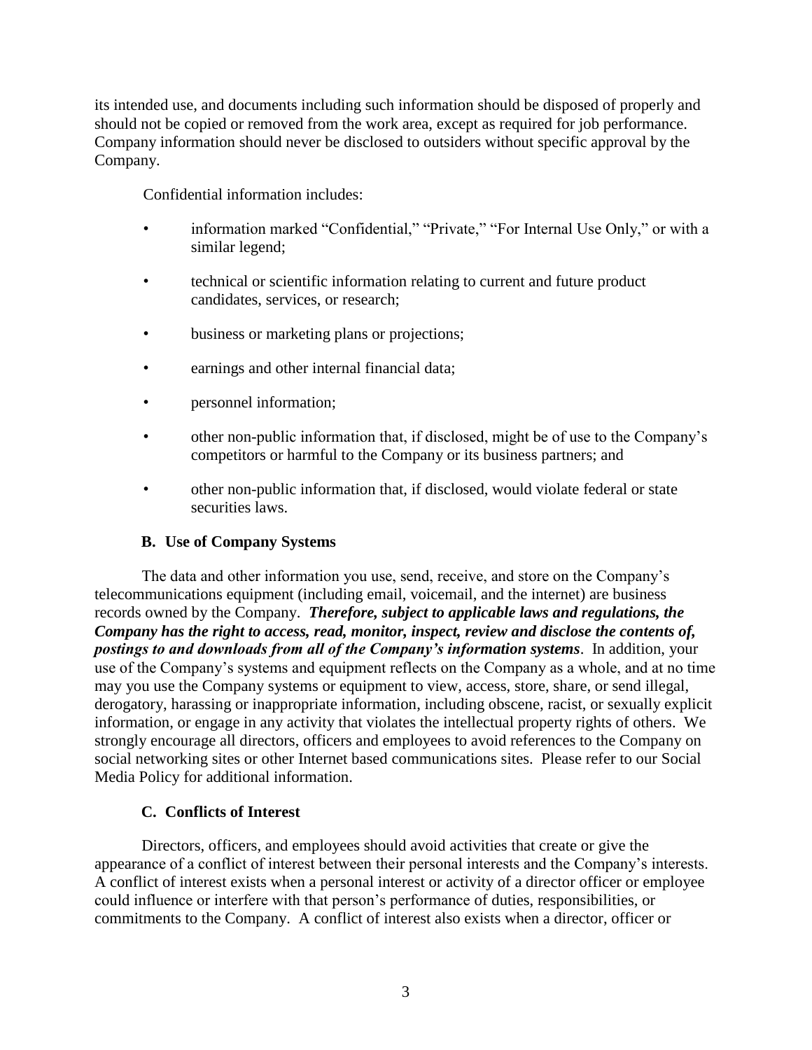its intended use, and documents including such information should be disposed of properly and should not be copied or removed from the work area, except as required for job performance. Company information should never be disclosed to outsiders without specific approval by the Company.

Confidential information includes:

- information marked "Confidential," "Private," "For Internal Use Only," or with a similar legend;
- technical or scientific information relating to current and future product candidates, services, or research;
- business or marketing plans or projections;
- earnings and other internal financial data;
- personnel information;
- other non-public information that, if disclosed, might be of use to the Company's competitors or harmful to the Company or its business partners; and
- other non-public information that, if disclosed, would violate federal or state securities laws.

### B. Use of Company Systems

The data and other information you use, send, receive, and store on the Company's telecommunications equipment (including email, voicemail, and the internet) are business records owned by the Company. ***Therefore, subject to applicable laws and regulations, the Company has the right to access, read, monitor, inspect, review and disclose the contents of, postings to and downloads from all of the Company's information systems***. In addition, your use of the Company's systems and equipment reflects on the Company as a whole, and at no time may you use the Company systems or equipment to view, access, store, share, or send illegal, derogatory, harassing or inappropriate information, including obscene, racist, or sexually explicit information, or engage in any activity that violates the intellectual property rights of others. We strongly encourage all directors, officers and employees to avoid references to the Company on social networking sites or other Internet based communications sites. Please refer to our Social Media Policy for additional information.

### C. Conflicts of Interest

Directors, officers, and employees should avoid activities that create or give the appearance of a conflict of interest between their personal interests and the Company's interests. A conflict of interest exists when a personal interest or activity of a director officer or employee could influence or interfere with that person's performance of duties, responsibilities, or commitments to the Company. A conflict of interest also exists when a director, officer or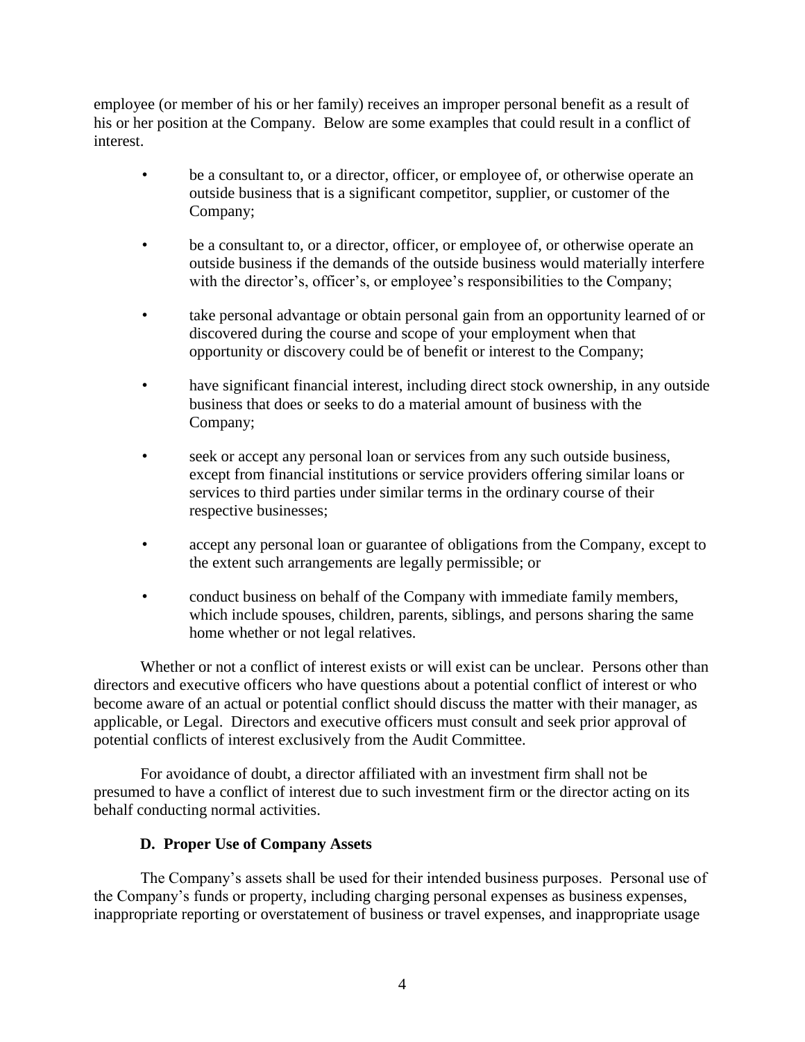employee (or member of his or her family) receives an improper personal benefit as a result of his or her position at the Company. Below are some examples that could result in a conflict of interest.

- be a consultant to, or a director, officer, or employee of, or otherwise operate an outside business that is a significant competitor, supplier, or customer of the Company;
- be a consultant to, or a director, officer, or employee of, or otherwise operate an outside business if the demands of the outside business would materially interfere with the director's, officer's, or employee's responsibilities to the Company;
- take personal advantage or obtain personal gain from an opportunity learned of or discovered during the course and scope of your employment when that opportunity or discovery could be of benefit or interest to the Company;
- have significant financial interest, including direct stock ownership, in any outside business that does or seeks to do a material amount of business with the Company;
- seek or accept any personal loan or services from any such outside business, except from financial institutions or service providers offering similar loans or services to third parties under similar terms in the ordinary course of their respective businesses;
- accept any personal loan or guarantee of obligations from the Company, except to the extent such arrangements are legally permissible; or
- conduct business on behalf of the Company with immediate family members, which include spouses, children, parents, siblings, and persons sharing the same home whether or not legal relatives.

Whether or not a conflict of interest exists or will exist can be unclear. Persons other than directors and executive officers who have questions about a potential conflict of interest or who become aware of an actual or potential conflict should discuss the matter with their manager, as applicable, or Legal. Directors and executive officers must consult and seek prior approval of potential conflicts of interest exclusively from the Audit Committee.

For avoidance of doubt, a director affiliated with an investment firm shall not be presumed to have a conflict of interest due to such investment firm or the director acting on its behalf conducting normal activities.

### D. Proper Use of Company Assets

The Company's assets shall be used for their intended business purposes. Personal use of the Company's funds or property, including charging personal expenses as business expenses, inappropriate reporting or overstatement of business or travel expenses, and inappropriate usage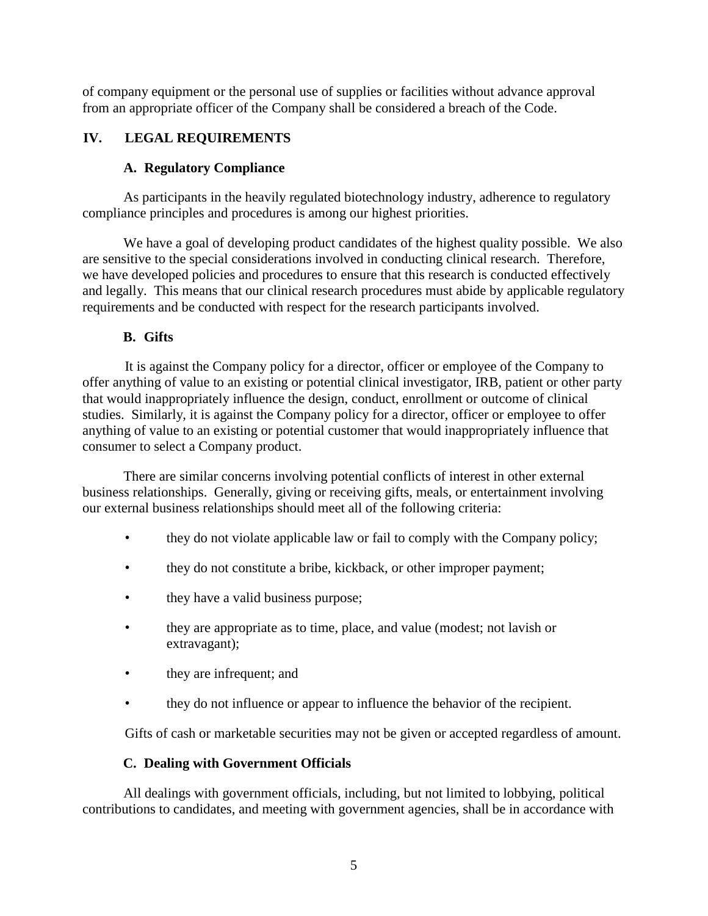of company equipment or the personal use of supplies or facilities without advance approval from an appropriate officer of the Company shall be considered a breach of the Code.

## IV. LEGAL REQUIREMENTS

### A. Regulatory Compliance

As participants in the heavily regulated biotechnology industry, adherence to regulatory compliance principles and procedures is among our highest priorities.

We have a goal of developing product candidates of the highest quality possible. We also are sensitive to the special considerations involved in conducting clinical research. Therefore, we have developed policies and procedures to ensure that this research is conducted effectively and legally. This means that our clinical research procedures must abide by applicable regulatory requirements and be conducted with respect for the research participants involved.

### B. Gifts

It is against the Company policy for a director, officer or employee of the Company to offer anything of value to an existing or potential clinical investigator, IRB, patient or other party that would inappropriately influence the design, conduct, enrollment or outcome of clinical studies. Similarly, it is against the Company policy for a director, officer or employee to offer anything of value to an existing or potential customer that would inappropriately influence that consumer to select a Company product.

There are similar concerns involving potential conflicts of interest in other external business relationships. Generally, giving or receiving gifts, meals, or entertainment involving our external business relationships should meet all of the following criteria:

- they do not violate applicable law or fail to comply with the Company policy;
- they do not constitute a bribe, kickback, or other improper payment;
- they have a valid business purpose;
- they are appropriate as to time, place, and value (modest; not lavish or extravagant);
- they are infrequent; and
- they do not influence or appear to influence the behavior of the recipient.

Gifts of cash or marketable securities may not be given or accepted regardless of amount.

### C. Dealing with Government Officials

All dealings with government officials, including, but not limited to lobbying, political contributions to candidates, and meeting with government agencies, shall be in accordance with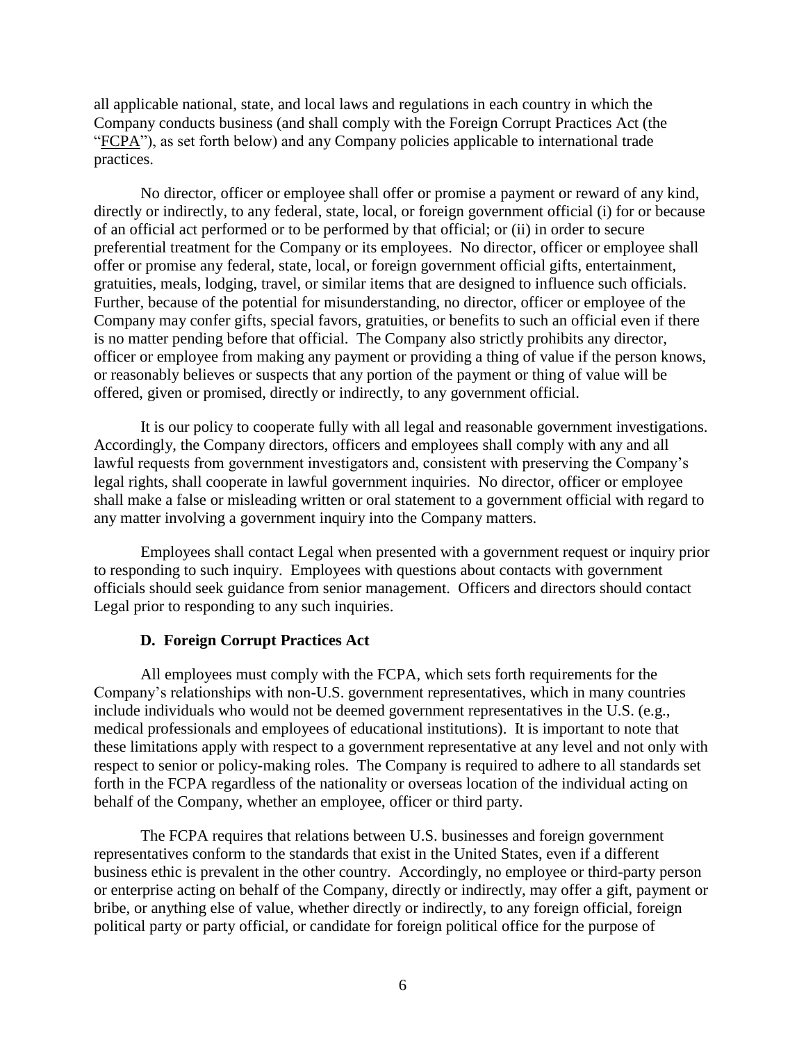all applicable national, state, and local laws and regulations in each country in which the Company conducts business (and shall comply with the Foreign Corrupt Practices Act (the "FCPA"), as set forth below) and any Company policies applicable to international trade practices.

No director, officer or employee shall offer or promise a payment or reward of any kind, directly or indirectly, to any federal, state, local, or foreign government official (i) for or because of an official act performed or to be performed by that official; or (ii) in order to secure preferential treatment for the Company or its employees. No director, officer or employee shall offer or promise any federal, state, local, or foreign government official gifts, entertainment, gratuities, meals, lodging, travel, or similar items that are designed to influence such officials. Further, because of the potential for misunderstanding, no director, officer or employee of the Company may confer gifts, special favors, gratuities, or benefits to such an official even if there is no matter pending before that official. The Company also strictly prohibits any director, officer or employee from making any payment or providing a thing of value if the person knows, or reasonably believes or suspects that any portion of the payment or thing of value will be offered, given or promised, directly or indirectly, to any government official.

It is our policy to cooperate fully with all legal and reasonable government investigations. Accordingly, the Company directors, officers and employees shall comply with any and all lawful requests from government investigators and, consistent with preserving the Company's legal rights, shall cooperate in lawful government inquiries. No director, officer or employee shall make a false or misleading written or oral statement to a government official with regard to any matter involving a government inquiry into the Company matters.

Employees shall contact Legal when presented with a government request or inquiry prior to responding to such inquiry. Employees with questions about contacts with government officials should seek guidance from senior management. Officers and directors should contact Legal prior to responding to any such inquiries.

### D. Foreign Corrupt Practices Act

All employees must comply with the FCPA, which sets forth requirements for the Company's relationships with non-U.S. government representatives, which in many countries include individuals who would not be deemed government representatives in the U.S. (e.g., medical professionals and employees of educational institutions). It is important to note that these limitations apply with respect to a government representative at any level and not only with respect to senior or policy-making roles. The Company is required to adhere to all standards set forth in the FCPA regardless of the nationality or overseas location of the individual acting on behalf of the Company, whether an employee, officer or third party.

The FCPA requires that relations between U.S. businesses and foreign government representatives conform to the standards that exist in the United States, even if a different business ethic is prevalent in the other country. Accordingly, no employee or third-party person or enterprise acting on behalf of the Company, directly or indirectly, may offer a gift, payment or bribe, or anything else of value, whether directly or indirectly, to any foreign official, foreign political party or party official, or candidate for foreign political office for the purpose of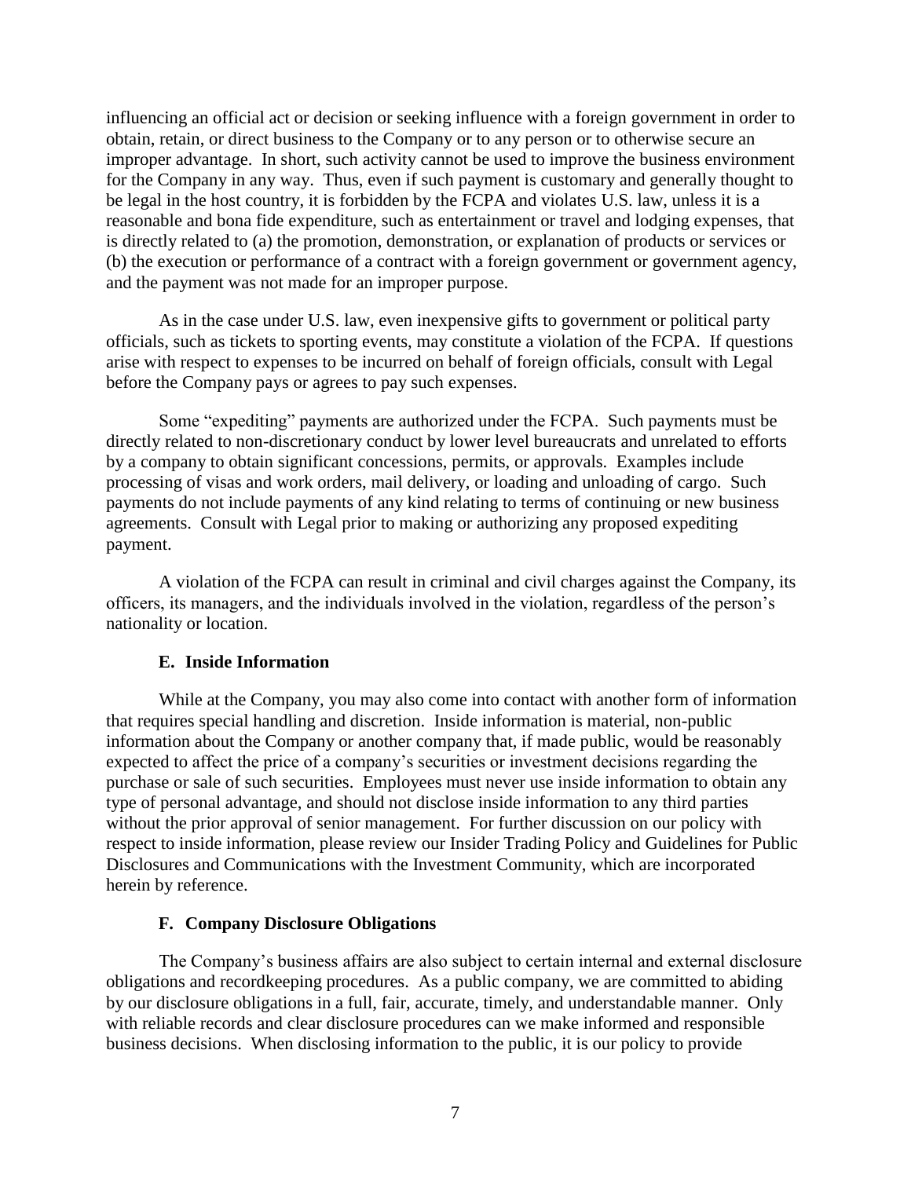influencing an official act or decision or seeking influence with a foreign government in order to obtain, retain, or direct business to the Company or to any person or to otherwise secure an improper advantage. In short, such activity cannot be used to improve the business environment for the Company in any way. Thus, even if such payment is customary and generally thought to be legal in the host country, it is forbidden by the FCPA and violates U.S. law, unless it is a reasonable and bona fide expenditure, such as entertainment or travel and lodging expenses, that is directly related to (a) the promotion, demonstration, or explanation of products or services or (b) the execution or performance of a contract with a foreign government or government agency, and the payment was not made for an improper purpose.

As in the case under U.S. law, even inexpensive gifts to government or political party officials, such as tickets to sporting events, may constitute a violation of the FCPA. If questions arise with respect to expenses to be incurred on behalf of foreign officials, consult with Legal before the Company pays or agrees to pay such expenses.

Some "expediting" payments are authorized under the FCPA. Such payments must be directly related to non-discretionary conduct by lower level bureaucrats and unrelated to efforts by a company to obtain significant concessions, permits, or approvals. Examples include processing of visas and work orders, mail delivery, or loading and unloading of cargo. Such payments do not include payments of any kind relating to terms of continuing or new business agreements. Consult with Legal prior to making or authorizing any proposed expediting payment.

A violation of the FCPA can result in criminal and civil charges against the Company, its officers, its managers, and the individuals involved in the violation, regardless of the person's nationality or location.

### E. Inside Information

While at the Company, you may also come into contact with another form of information that requires special handling and discretion. Inside information is material, non-public information about the Company or another company that, if made public, would be reasonably expected to affect the price of a company's securities or investment decisions regarding the purchase or sale of such securities. Employees must never use inside information to obtain any type of personal advantage, and should not disclose inside information to any third parties without the prior approval of senior management. For further discussion on our policy with respect to inside information, please review our Insider Trading Policy and Guidelines for Public Disclosures and Communications with the Investment Community, which are incorporated herein by reference.

### F. Company Disclosure Obligations

The Company's business affairs are also subject to certain internal and external disclosure obligations and recordkeeping procedures. As a public company, we are committed to abiding by our disclosure obligations in a full, fair, accurate, timely, and understandable manner. Only with reliable records and clear disclosure procedures can we make informed and responsible business decisions. When disclosing information to the public, it is our policy to provide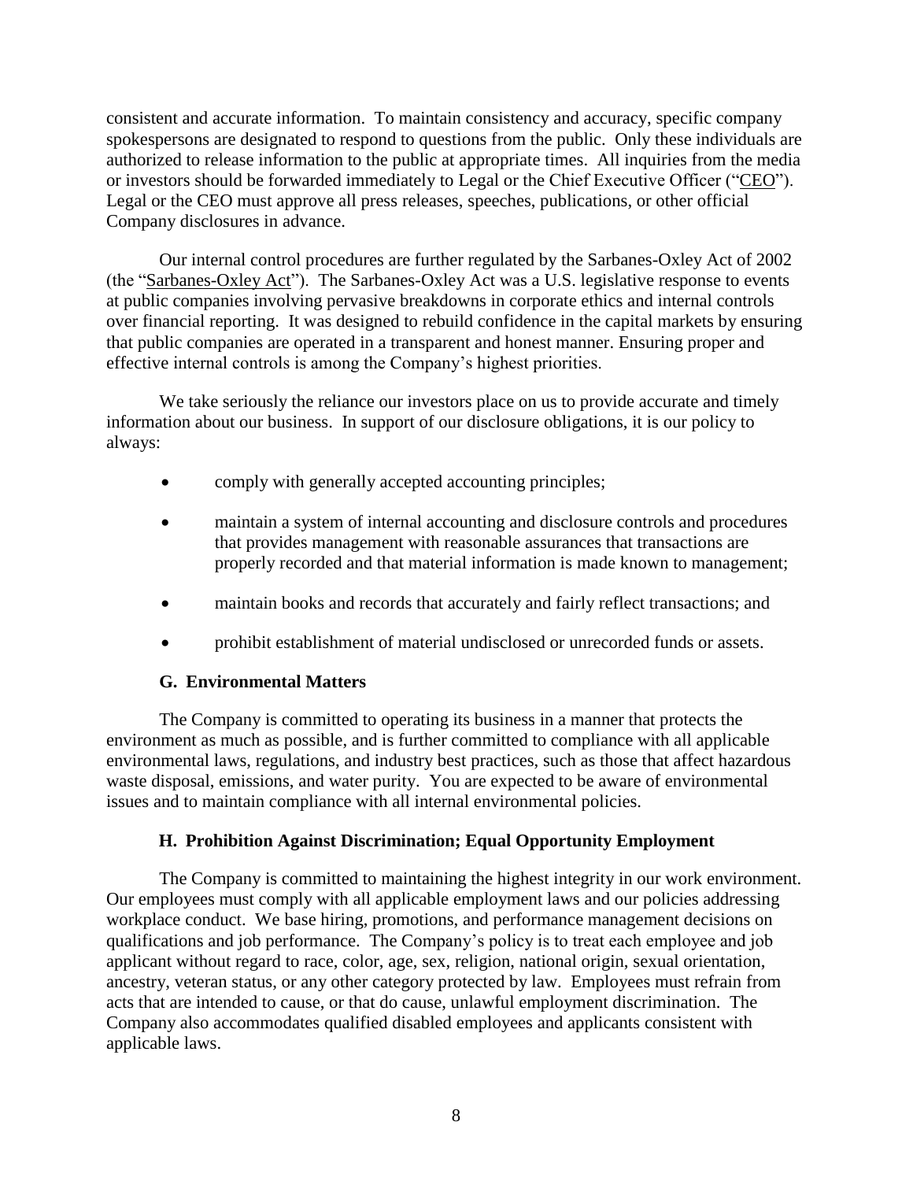consistent and accurate information. To maintain consistency and accuracy, specific company spokespersons are designated to respond to questions from the public. Only these individuals are authorized to release information to the public at appropriate times. All inquiries from the media or investors should be forwarded immediately to Legal or the Chief Executive Officer ("CEO"). Legal or the CEO must approve all press releases, speeches, publications, or other official Company disclosures in advance.

Our internal control procedures are further regulated by the Sarbanes-Oxley Act of 2002 (the "Sarbanes-Oxley Act"). The Sarbanes-Oxley Act was a U.S. legislative response to events at public companies involving pervasive breakdowns in corporate ethics and internal controls over financial reporting. It was designed to rebuild confidence in the capital markets by ensuring that public companies are operated in a transparent and honest manner. Ensuring proper and effective internal controls is among the Company's highest priorities.

We take seriously the reliance our investors place on us to provide accurate and timely information about our business. In support of our disclosure obligations, it is our policy to always:

- comply with generally accepted accounting principles;
- maintain a system of internal accounting and disclosure controls and procedures that provides management with reasonable assurances that transactions are properly recorded and that material information is made known to management;
- maintain books and records that accurately and fairly reflect transactions; and
- prohibit establishment of material undisclosed or unrecorded funds or assets.

### G. Environmental Matters

The Company is committed to operating its business in a manner that protects the environment as much as possible, and is further committed to compliance with all applicable environmental laws, regulations, and industry best practices, such as those that affect hazardous waste disposal, emissions, and water purity. You are expected to be aware of environmental issues and to maintain compliance with all internal environmental policies.

### H. Prohibition Against Discrimination; Equal Opportunity Employment

The Company is committed to maintaining the highest integrity in our work environment. Our employees must comply with all applicable employment laws and our policies addressing workplace conduct. We base hiring, promotions, and performance management decisions on qualifications and job performance. The Company's policy is to treat each employee and job applicant without regard to race, color, age, sex, religion, national origin, sexual orientation, ancestry, veteran status, or any other category protected by law. Employees must refrain from acts that are intended to cause, or that do cause, unlawful employment discrimination. The Company also accommodates qualified disabled employees and applicants consistent with applicable laws.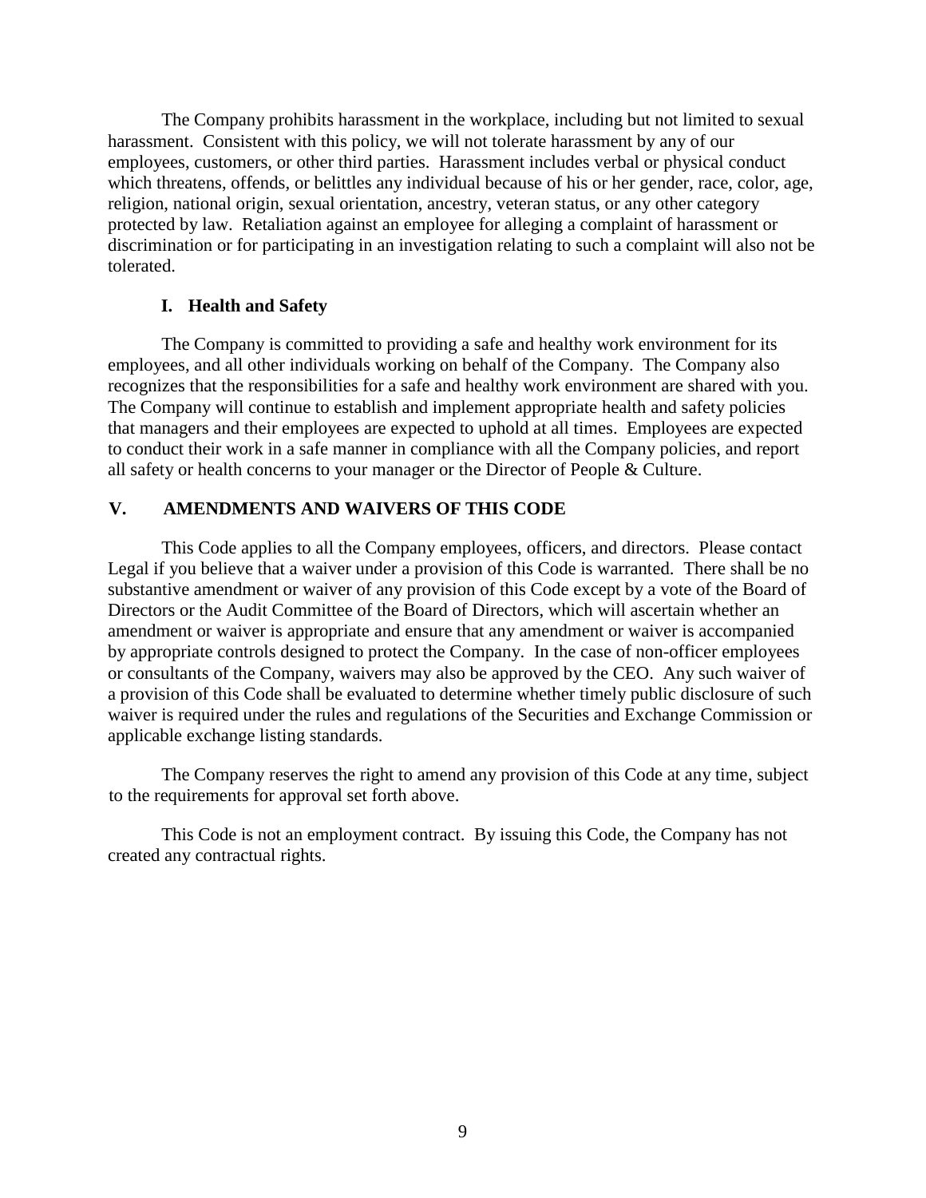The Company prohibits harassment in the workplace, including but not limited to sexual harassment. Consistent with this policy, we will not tolerate harassment by any of our employees, customers, or other third parties. Harassment includes verbal or physical conduct which threatens, offends, or belittles any individual because of his or her gender, race, color, age, religion, national origin, sexual orientation, ancestry, veteran status, or any other category protected by law. Retaliation against an employee for alleging a complaint of harassment or discrimination or for participating in an investigation relating to such a complaint will also not be tolerated.

### I. Health and Safety

The Company is committed to providing a safe and healthy work environment for its employees, and all other individuals working on behalf of the Company. The Company also recognizes that the responsibilities for a safe and healthy work environment are shared with you. The Company will continue to establish and implement appropriate health and safety policies that managers and their employees are expected to uphold at all times. Employees are expected to conduct their work in a safe manner in compliance with all the Company policies, and report all safety or health concerns to your manager or the Director of People & Culture.

## V. AMENDMENTS AND WAIVERS OF THIS CODE

This Code applies to all the Company employees, officers, and directors. Please contact Legal if you believe that a waiver under a provision of this Code is warranted. There shall be no substantive amendment or waiver of any provision of this Code except by a vote of the Board of Directors or the Audit Committee of the Board of Directors, which will ascertain whether an amendment or waiver is appropriate and ensure that any amendment or waiver is accompanied by appropriate controls designed to protect the Company. In the case of non-officer employees or consultants of the Company, waivers may also be approved by the CEO. Any such waiver of a provision of this Code shall be evaluated to determine whether timely public disclosure of such waiver is required under the rules and regulations of the Securities and Exchange Commission or applicable exchange listing standards.

The Company reserves the right to amend any provision of this Code at any time, subject to the requirements for approval set forth above.

This Code is not an employment contract. By issuing this Code, the Company has not created any contractual rights.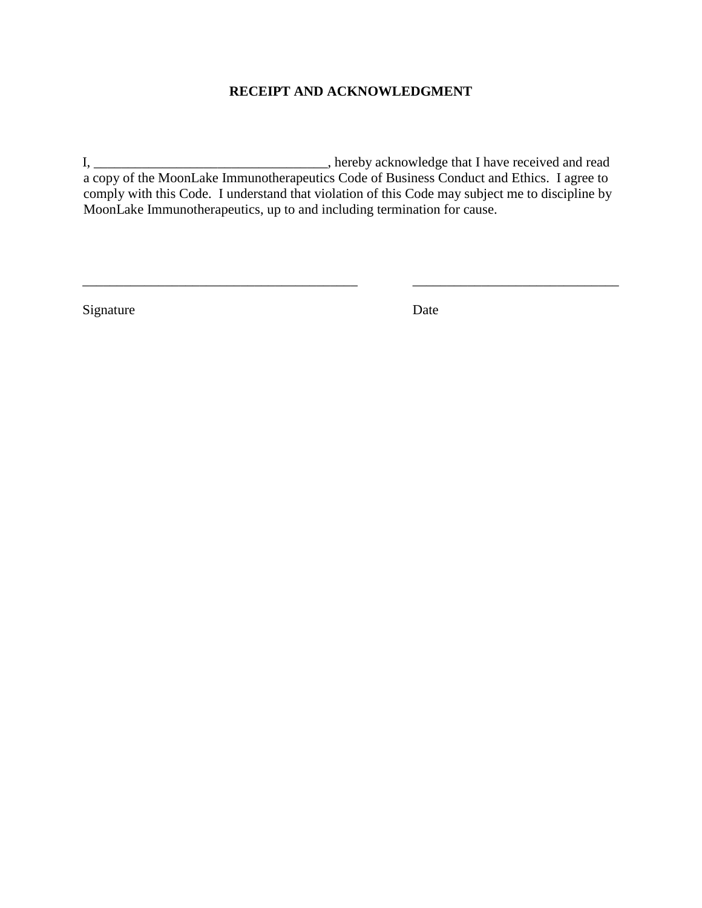**RECEIPT AND ACKNOWLEDGMENT**

I, _________________________________, hereby acknowledge that I have received and read a copy of the MoonLake Immunotherapeutics Code of Business Conduct and Ethics. I agree to comply with this Code. I understand that violation of this Code may subject me to discipline by MoonLake Immunotherapeutics, up to and including termination for cause.

________________________________________ ______________________________

Signature Date